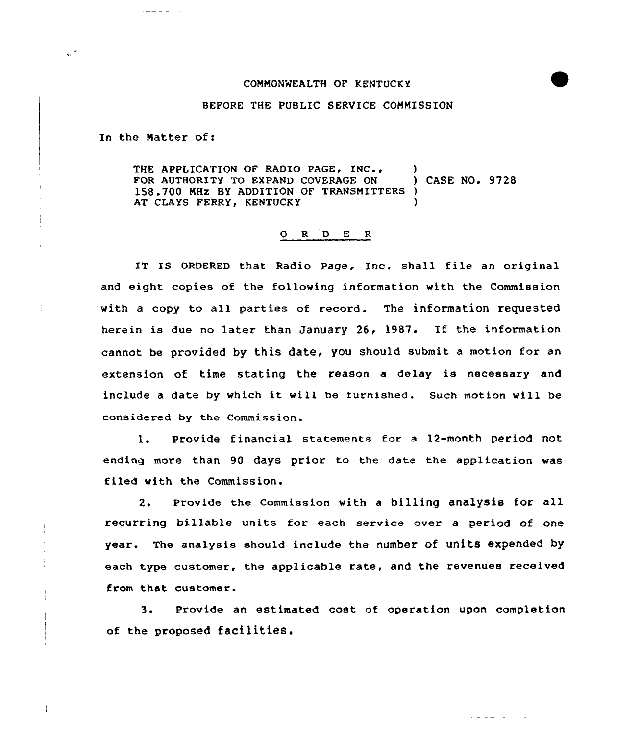COMMONWEALTH OF KENTUCKY

BEFORE THE PUBLIC SERVICE COMMISSION

In the Matter of:

THE APPLICATION OF RADIO PAGE, INC., )
FOR AUTHORITY TO EXPAND COVERAGE ON ) CASE NO. 9728
158.700 MHz BY ADDITION OF TRANSMITTERS )
AT CLAYS FERRY, KENTUCKY )

## O R D E R

IT IS ORDERED that Radio Page, Inc. shall file an original and eight copies of the following information with the Commission with a copy to all parties of record. The information requested herein is due no later than January 26, 1987. If the information cannot be provided by this date, you should submit a motion for an extension of time stating the reason a delay is necessary and include a date by which it will be furnished. Such motion will be considered by the Commission.

1. Provide financial statements for a 12-month period not ending more than 90 days prior to the date the application was filed with the Commission.

2. Provide the Commission with a billing analysis for all recurring billable units for each service over a period of one year. The analysis should include the number of units expended by each type customer, the applicable rate, and the revenues received from that customer.

3. Provide an estimated cost of operation upon completion of the proposed facilities.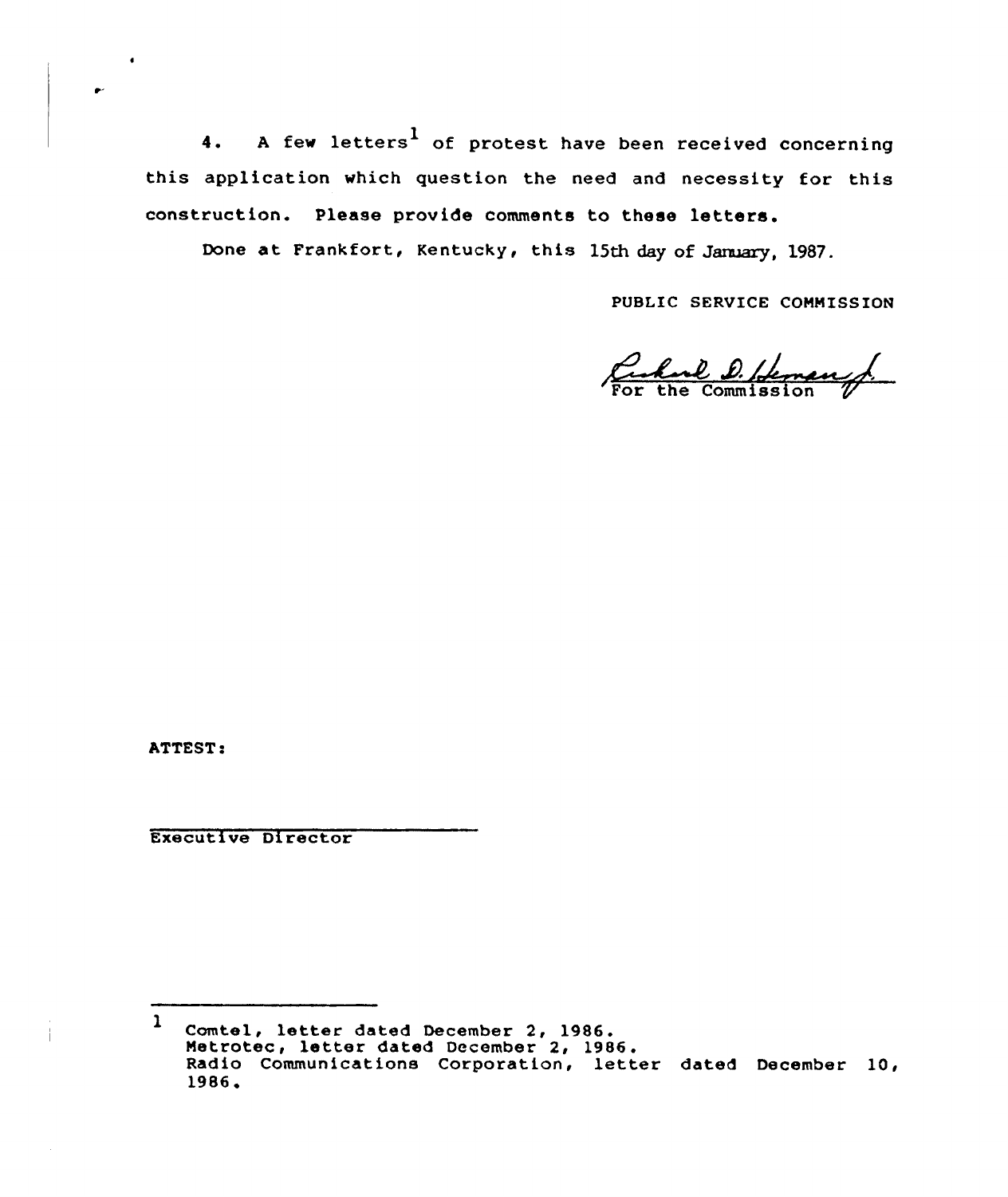4. A few letters[1] of protest have been received concerning this application which question the need and necessity for this construction. Please provide comments to these letters.

Done at Frankfort, Kentucky, this 15th day of January, 1987.

PUBLIC SERVICE COMMISSION

For the Commission

ATTEST:

Executive Director

---

[1] Comtel, letter dated December 2, 1986.
Metrotec, letter dated December 2, 1986.
Radio Communications Corporation, letter dated December 10, 1986.